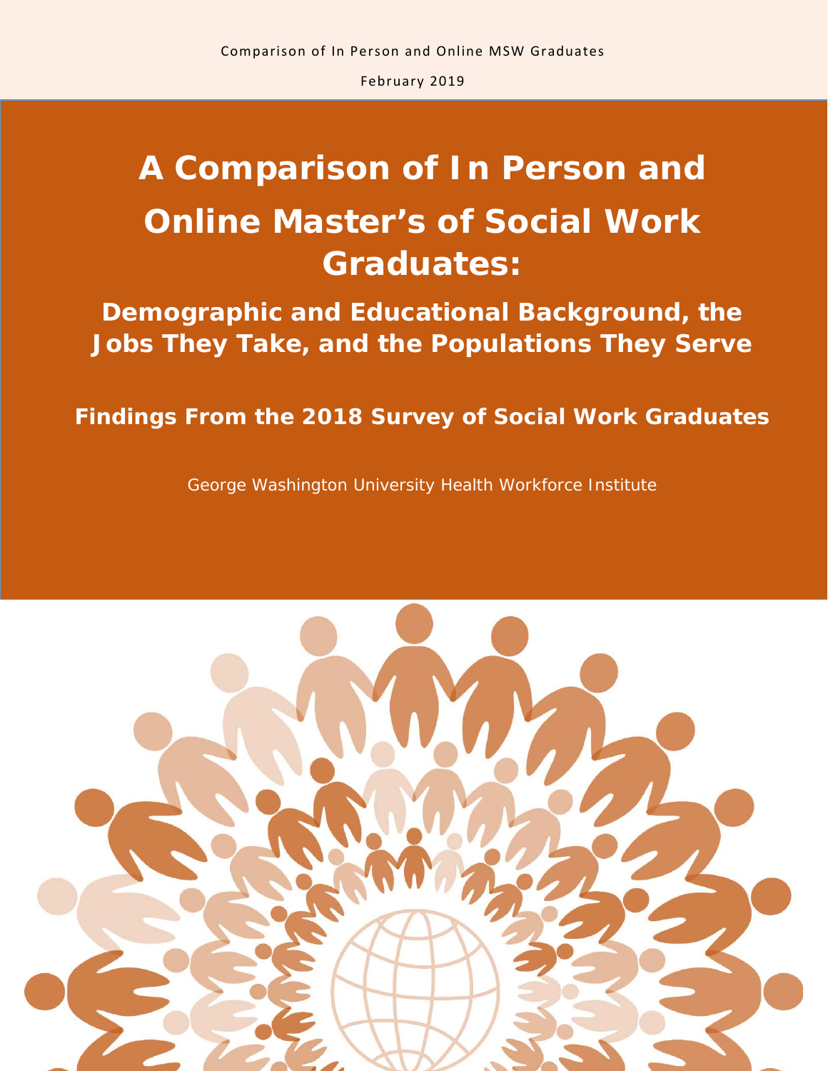# A Comparison of In Person and Online Master's of Social Work Graduates:

## Demographic and Educational Background, the Jobs They Take, and the Populations They Serve

### Findings From the 2018 Survey of Social Work Graduates

George Washington University Health Workforce Institute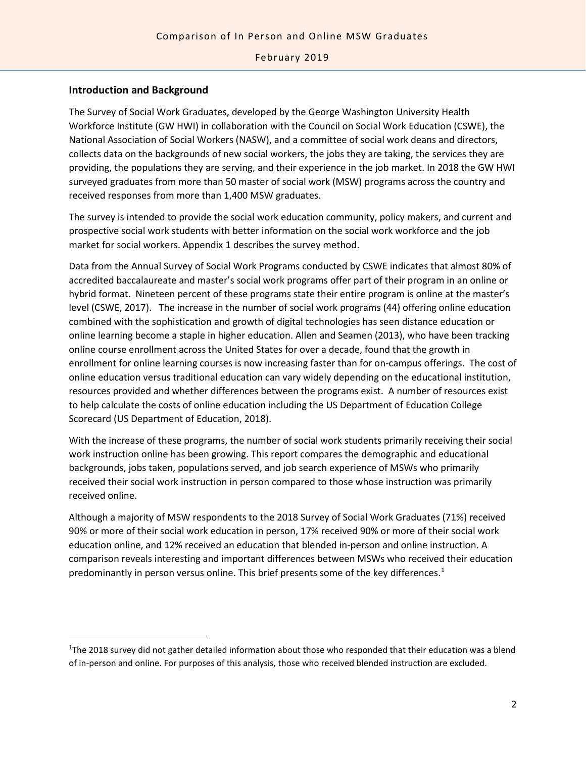## Introduction and Background

The Survey of Social Work Graduates, developed by the George Washington University Health Workforce Institute (GW HWI) in collaboration with the Council on Social Work Education (CSWE), the National Association of Social Workers (NASW), and a committee of social work deans and directors, collects data on the backgrounds of new social workers, the jobs they are taking, the services they are providing, the populations they are serving, and their experience in the job market. In 2018 the GW HWI surveyed graduates from more than 50 master of social work (MSW) programs across the country and received responses from more than 1,400 MSW graduates.

The survey is intended to provide the social work education community, policy makers, and current and prospective social work students with better information on the social work workforce and the job market for social workers. Appendix 1 describes the survey method.

Data from the Annual Survey of Social Work Programs conducted by CSWE indicates that almost 80% of accredited baccalaureate and master's social work programs offer part of their program in an online or hybrid format. Nineteen percent of these programs state their entire program is online at the master's level (CSWE, 2017). The increase in the number of social work programs (44) offering online education combined with the sophistication and growth of digital technologies has seen distance education or online learning become a staple in higher education. Allen and Seamen (2013), who have been tracking online course enrollment across the United States for over a decade, found that the growth in enrollment for online learning courses is now increasing faster than for on-campus offerings. The cost of online education versus traditional education can vary widely depending on the educational institution, resources provided and whether differences between the programs exist. A number of resources exist to help calculate the costs of online education including the US Department of Education College Scorecard (US Department of Education, 2018).

With the increase of these programs, the number of social work students primarily receiving their social work instruction online has been growing. This report compares the demographic and educational backgrounds, jobs taken, populations served, and job search experience of MSWs who primarily received their social work instruction in person compared to those whose instruction was primarily received online.

Although a majority of MSW respondents to the 2018 Survey of Social Work Graduates (71%) received 90% or more of their social work education in person, 17% received 90% or more of their social work education online, and 12% received an education that blended in-person and online instruction. A comparison reveals interesting and important differences between MSWs who received their education predominantly in person versus online. This brief presents some of the key differences.[1]

[1] The 2018 survey did not gather detailed information about those who responded that their education was a blend of in-person and online. For purposes of this analysis, those who received blended instruction are excluded.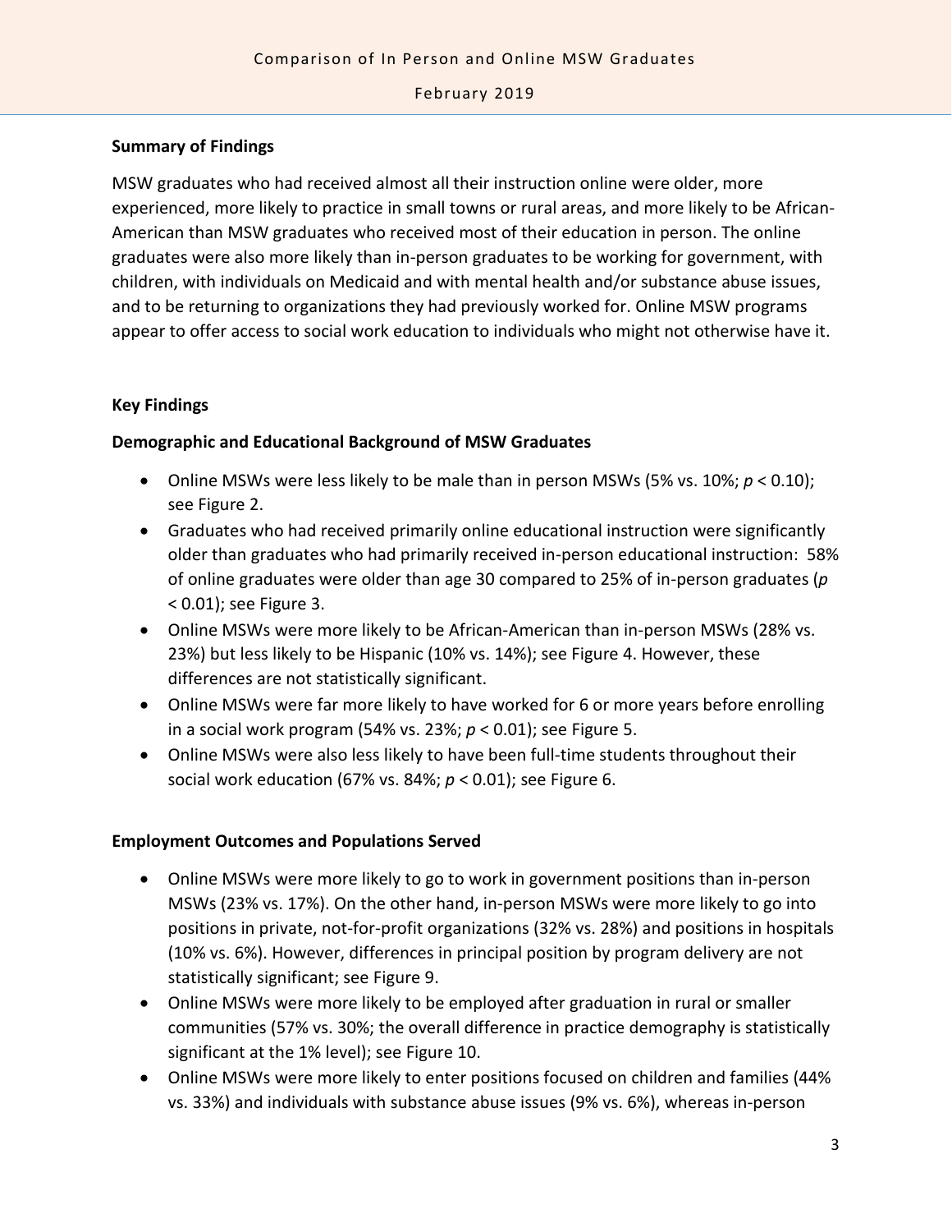**Summary of Findings**

MSW graduates who had received almost all their instruction online were older, more experienced, more likely to practice in small towns or rural areas, and more likely to be African-American than MSW graduates who received most of their education in person. The online graduates were also more likely than in-person graduates to be working for government, with children, with individuals on Medicaid and with mental health and/or substance abuse issues, and to be returning to organizations they had previously worked for. Online MSW programs appear to offer access to social work education to individuals who might not otherwise have it.

**Key Findings**

**Demographic and Educational Background of MSW Graduates**

- Online MSWs were less likely to be male than in person MSWs (5% vs. 10%; $p < 0.10$); see Figure 2.
- Graduates who had received primarily online educational instruction were significantly older than graduates who had primarily received in-person educational instruction: 58% of online graduates were older than age 30 compared to 25% of in-person graduates ($p < 0.01$); see Figure 3.
- Online MSWs were more likely to be African-American than in-person MSWs (28% vs. 23%) but less likely to be Hispanic (10% vs. 14%); see Figure 4. However, these differences are not statistically significant.
- Online MSWs were far more likely to have worked for 6 or more years before enrolling in a social work program (54% vs. 23%; $p < 0.01$); see Figure 5.
- Online MSWs were also less likely to have been full-time students throughout their social work education (67% vs. 84%; $p < 0.01$); see Figure 6.

**Employment Outcomes and Populations Served**

- Online MSWs were more likely to go to work in government positions than in-person MSWs (23% vs. 17%). On the other hand, in-person MSWs were more likely to go into positions in private, not-for-profit organizations (32% vs. 28%) and positions in hospitals (10% vs. 6%). However, differences in principal position by program delivery are not statistically significant; see Figure 9.
- Online MSWs were more likely to be employed after graduation in rural or smaller communities (57% vs. 30%; the overall difference in practice demography is statistically significant at the 1% level); see Figure 10.
- Online MSWs were more likely to enter positions focused on children and families (44% vs. 33%) and individuals with substance abuse issues (9% vs. 6%), whereas in-person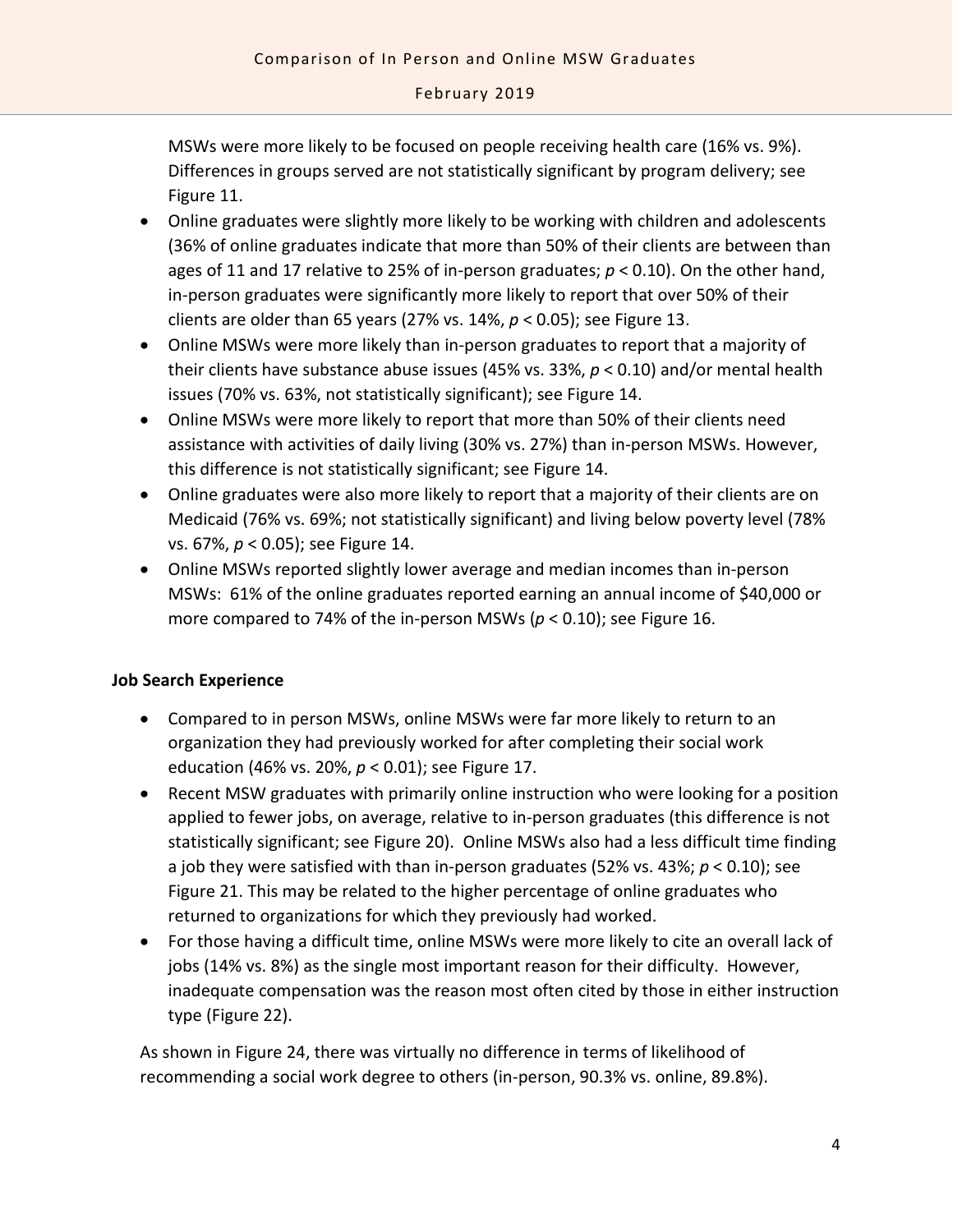MSWs were more likely to be focused on people receiving health care (16% vs. 9%). Differences in groups served are not statistically significant by program delivery; see Figure 11.

- Online graduates were slightly more likely to be working with children and adolescents (36% of online graduates indicate that more than 50% of their clients are between than ages of 11 and 17 relative to 25% of in-person graduates; $p < 0.10$). On the other hand, in-person graduates were significantly more likely to report that over 50% of their clients are older than 65 years (27% vs. 14%, $p < 0.05$); see Figure 13.
- Online MSWs were more likely than in-person graduates to report that a majority of their clients have substance abuse issues (45% vs. 33%, $p < 0.10$) and/or mental health issues (70% vs. 63%, not statistically significant); see Figure 14.
- Online MSWs were more likely to report that more than 50% of their clients need assistance with activities of daily living (30% vs. 27%) than in-person MSWs. However, this difference is not statistically significant; see Figure 14.
- Online graduates were also more likely to report that a majority of their clients are on Medicaid (76% vs. 69%; not statistically significant) and living below poverty level (78% vs. 67%, $p < 0.05$); see Figure 14.
- Online MSWs reported slightly lower average and median incomes than in-person MSWs: 61% of the online graduates reported earning an annual income of $40,000 or more compared to 74% of the in-person MSWs ($p < 0.10$); see Figure 16.

**Job Search Experience**

- Compared to in person MSWs, online MSWs were far more likely to return to an organization they had previously worked for after completing their social work education (46% vs. 20%, $p < 0.01$); see Figure 17.
- Recent MSW graduates with primarily online instruction who were looking for a position applied to fewer jobs, on average, relative to in-person graduates (this difference is not statistically significant; see Figure 20). Online MSWs also had a less difficult time finding a job they were satisfied with than in-person graduates (52% vs. 43%; $p < 0.10$); see Figure 21. This may be related to the higher percentage of online graduates who returned to organizations for which they previously had worked.
- For those having a difficult time, online MSWs were more likely to cite an overall lack of jobs (14% vs. 8%) as the single most important reason for their difficulty. However, inadequate compensation was the reason most often cited by those in either instruction type (Figure 22).

As shown in Figure 24, there was virtually no difference in terms of likelihood of recommending a social work degree to others (in-person, 90.3% vs. online, 89.8%).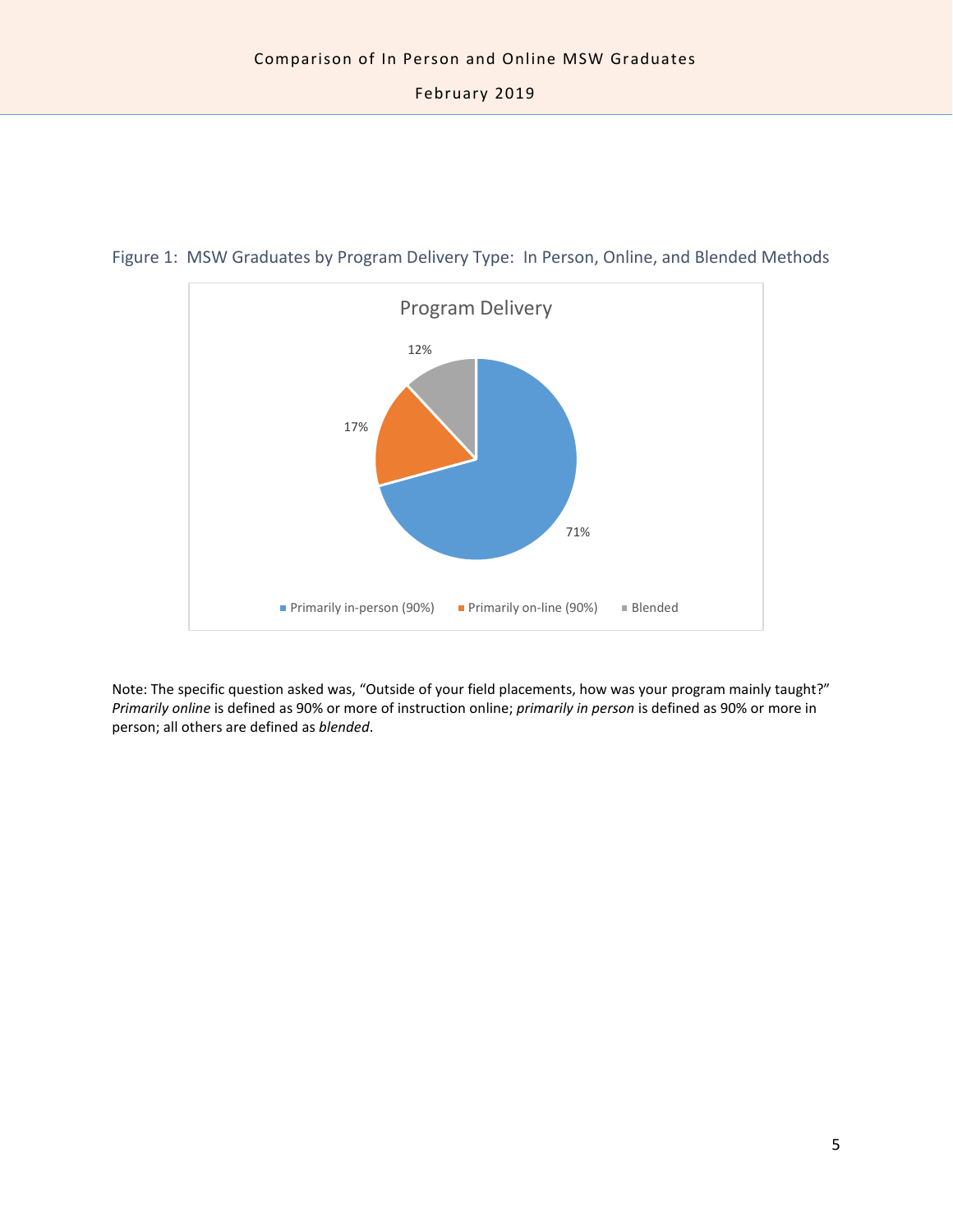Figure 1: MSW Graduates by Program Delivery Type: In Person, Online, and Blended Methods

Program Delivery

12%

17%

71%

Primarily in-person (90%) Primarily on-line (90%) Blended

Note: The specific question asked was, “Outside of your field placements, how was your program mainly taught?” *Primarily online* is defined as 90% or more of instruction online; *primarily in person* is defined as 90% or more in person; all others are defined as *blended*.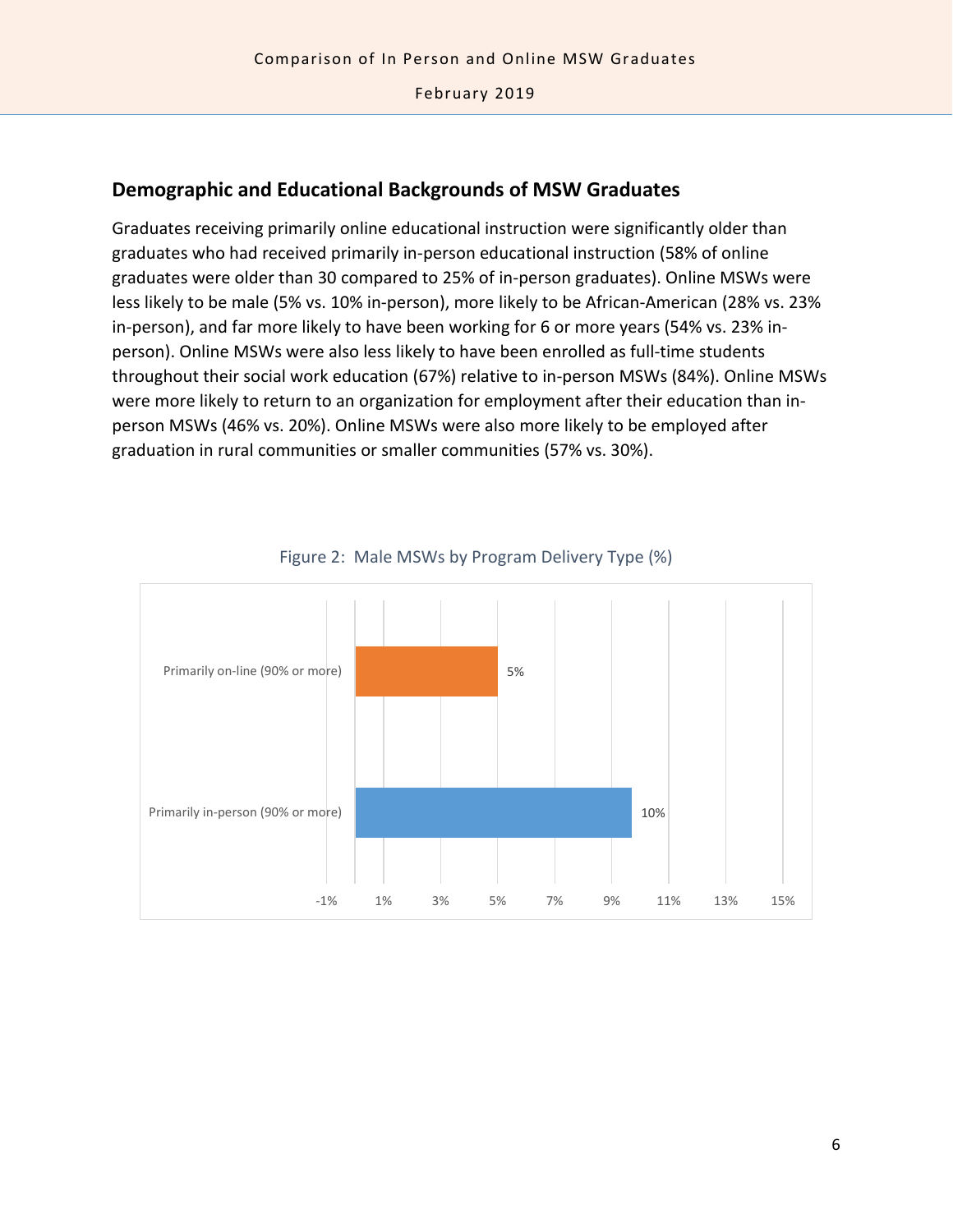## Demographic and Educational Backgrounds of MSW Graduates

Graduates receiving primarily online educational instruction were significantly older than graduates who had received primarily in-person educational instruction (58% of online graduates were older than 30 compared to 25% of in-person graduates). Online MSWs were less likely to be male (5% vs. 10% in-person), more likely to be African-American (28% vs. 23% in-person), and far more likely to have been working for 6 or more years (54% vs. 23% in-person). Online MSWs were also less likely to have been enrolled as full-time students throughout their social work education (67%) relative to in-person MSWs (84%). Online MSWs were more likely to return to an organization for employment after their education than in-person MSWs (46% vs. 20%). Online MSWs were also more likely to be employed after graduation in rural communities or smaller communities (57% vs. 30%).

Figure 2: Male MSWs by Program Delivery Type (%)

| Program Delivery Type | Male MSWs (%) |
|---|---|
| Primarily on-line (90% or more) | 5% |
| Primarily in-person (90% or more) | 10% |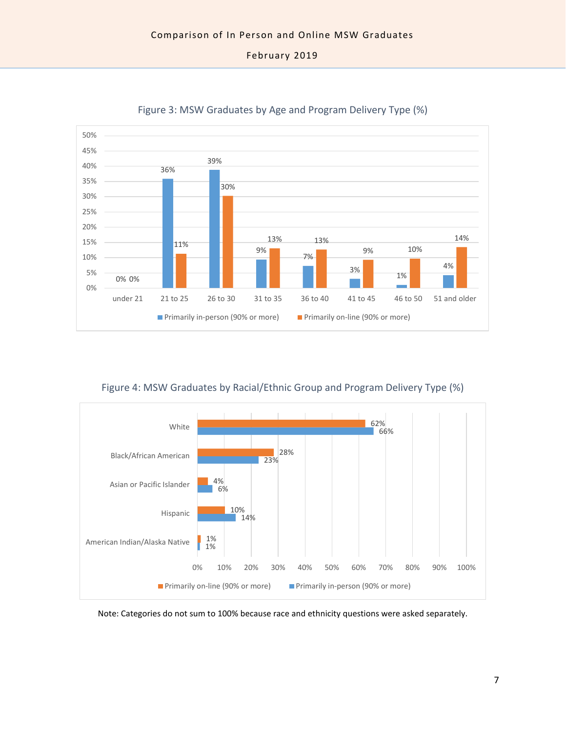Figure 3: MSW Graduates by Age and Program Delivery Type (%)

| Age | Primarily in-person (90% or more) | Primarily on-line (90% or more) |
|---|---|---|
| under 21 | 0% | 0% |
| 21 to 25 | 36% | 11% |
| 26 to 30 | 39% | 30% |
| 31 to 35 | 9% | 13% |
| 36 to 40 | 7% | 13% |
| 41 to 45 | 3% | 9% |
| 46 to 50 | 1% | 10% |
| 51 and older | 4% | 14% |

Figure 4: MSW Graduates by Racial/Ethnic Group and Program Delivery Type (%)

| Racial/Ethnic Group | Primarily on-line (90% or more) | Primarily in-person (90% or more) |
|---|---|---|
| White | 62% | 66% |
| Black/African American | 28% | 23% |
| Asian or Pacific Islander | 4% | 6% |
| Hispanic | 10% | 14% |
| American Indian/Alaska Native | 1% | 1% |

Note: Categories do not sum to 100% because race and ethnicity questions were asked separately.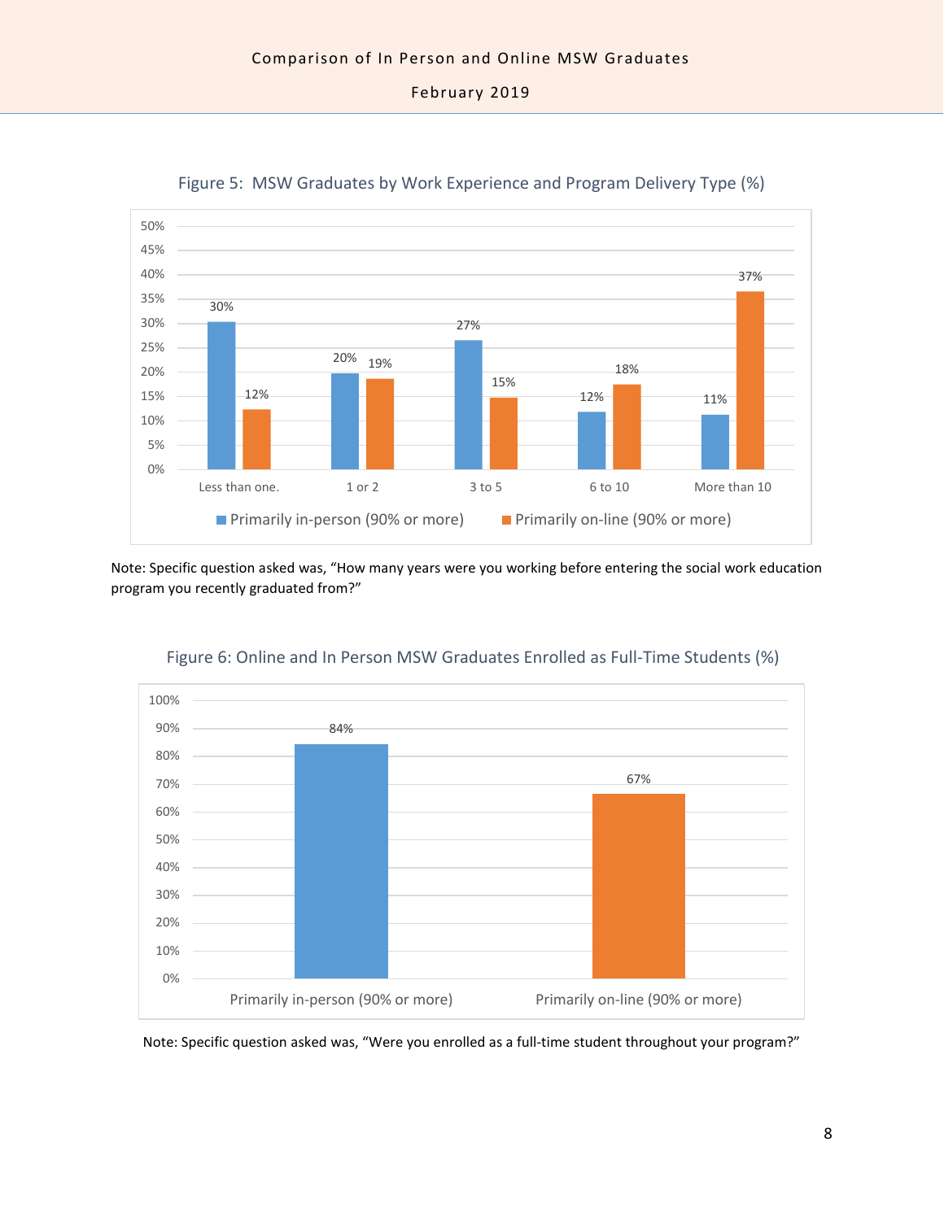Figure 5: MSW Graduates by Work Experience and Program Delivery Type (%)

| Years of work experience | Primarily in-person (90% or more) | Primarily on-line (90% or more) |
|---|---|---|
| Less than one. | 30% | 12% |
| 1 or 2 | 20% | 19% |
| 3 to 5 | 27% | 15% |
| 6 to 10 | 12% | 18% |
| More than 10 | 11% | 37% |

Note: Specific question asked was, "How many years were you working before entering the social work education program you recently graduated from?"

Figure 6: Online and In Person MSW Graduates Enrolled as Full-Time Students (%)

| Program delivery type | Enrolled as full-time students |
|---|---|
| Primarily in-person (90% or more) | 84% |
| Primarily on-line (90% or more) | 67% |

Note: Specific question asked was, "Were you enrolled as a full-time student throughout your program?"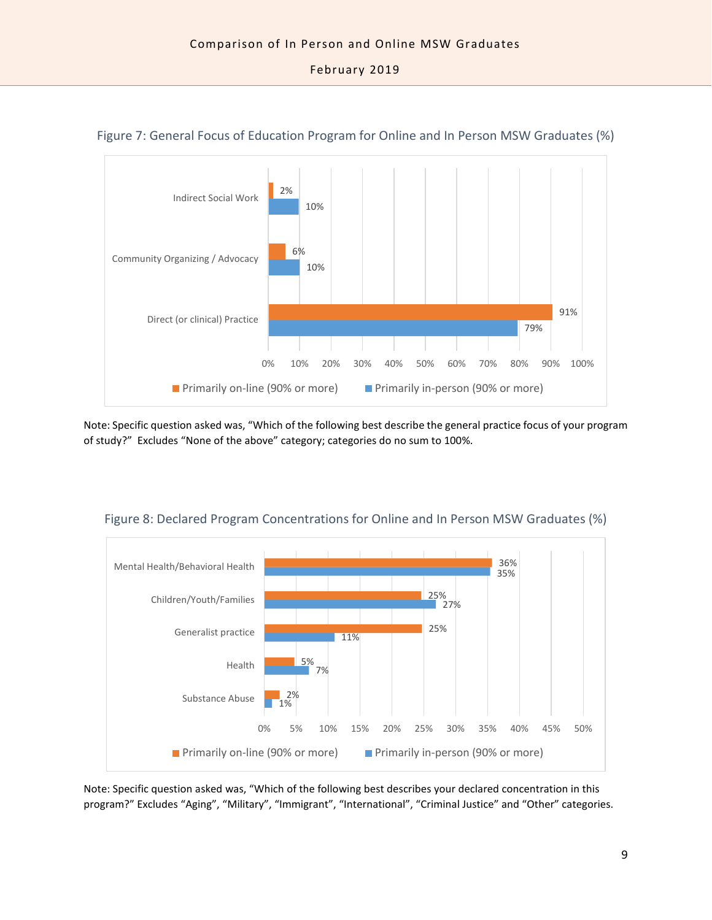## Figure 7: General Focus of Education Program for Online and In Person MSW Graduates (%)

| | Primarily on-line (90% or more) | Primarily in-person (90% or more) |
|---|---|---|
| Indirect Social Work | 2% | 10% |
| Community Organizing / Advocacy | 6% | 10% |
| Direct (or clinical) Practice | 91% | 79% |

Note: Specific question asked was, "Which of the following best describe the general practice focus of your program of study?" Excludes "None of the above" category; categories do no sum to 100%.

## Figure 8: Declared Program Concentrations for Online and In Person MSW Graduates (%)

| | Primarily on-line (90% or more) | Primarily in-person (90% or more) |
|---|---|---|
| Mental Health/Behavioral Health | 36% | 35% |
| Children/Youth/Families | 25% | 27% |
| Generalist practice | 25% | 11% |
| Health | 5% | 7% |
| Substance Abuse | 2% | 1% |

Note: Specific question asked was, "Which of the following best describes your declared concentration in this program?" Excludes "Aging", "Military", "Immigrant", "International", "Criminal Justice" and "Other" categories.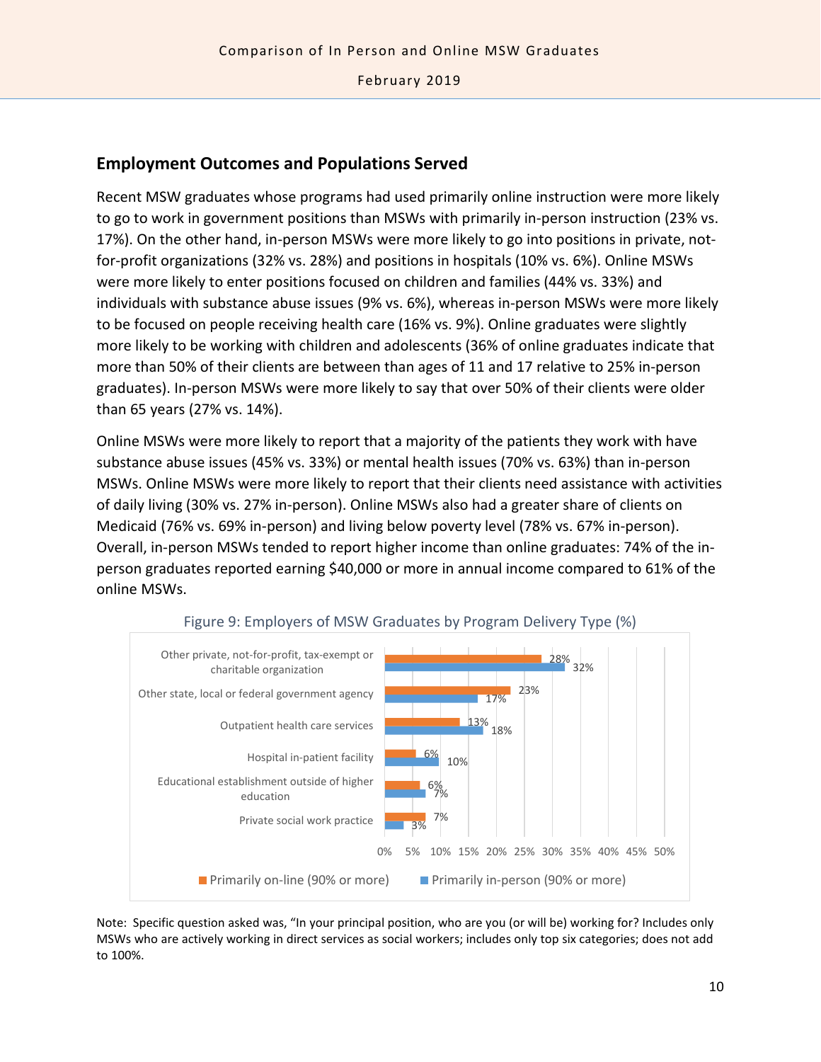## Employment Outcomes and Populations Served

Recent MSW graduates whose programs had used primarily online instruction were more likely to go to work in government positions than MSWs with primarily in-person instruction (23% vs. 17%). On the other hand, in-person MSWs were more likely to go into positions in private, not-for-profit organizations (32% vs. 28%) and positions in hospitals (10% vs. 6%). Online MSWs were more likely to enter positions focused on children and families (44% vs. 33%) and individuals with substance abuse issues (9% vs. 6%), whereas in-person MSWs were more likely to be focused on people receiving health care (16% vs. 9%). Online graduates were slightly more likely to be working with children and adolescents (36% of online graduates indicate that more than 50% of their clients are between than ages of 11 and 17 relative to 25% in-person graduates). In-person MSWs were more likely to say that over 50% of their clients were older than 65 years (27% vs. 14%).

Online MSWs were more likely to report that a majority of the patients they work with have substance abuse issues (45% vs. 33%) or mental health issues (70% vs. 63%) than in-person MSWs. Online MSWs were more likely to report that their clients need assistance with activities of daily living (30% vs. 27% in-person). Online MSWs also had a greater share of clients on Medicaid (76% vs. 69% in-person) and living below poverty level (78% vs. 67% in-person). Overall, in-person MSWs tended to report higher income than online graduates: 74% of the in-person graduates reported earning $40,000 or more in annual income compared to 61% of the online MSWs.

Figure 9: Employers of MSW Graduates by Program Delivery Type (%)

| Employer | Primarily on-line (90% or more) | Primarily in-person (90% or more) |
|---|---|---|
| Other private, not-for-profit, tax-exempt or charitable organization | 28% | 32% |
| Other state, local or federal government agency | 23% | 17% |
| Outpatient health care services | 13% | 18% |
| Hospital in-patient facility | 6% | 10% |
| Educational establishment outside of higher education | 6% | 7% |
| Private social work practice | 7% | 3% |

Note: Specific question asked was, "In your principal position, who are you (or will be) working for? Includes only MSWs who are actively working in direct services as social workers; includes only top six categories; does not add to 100%.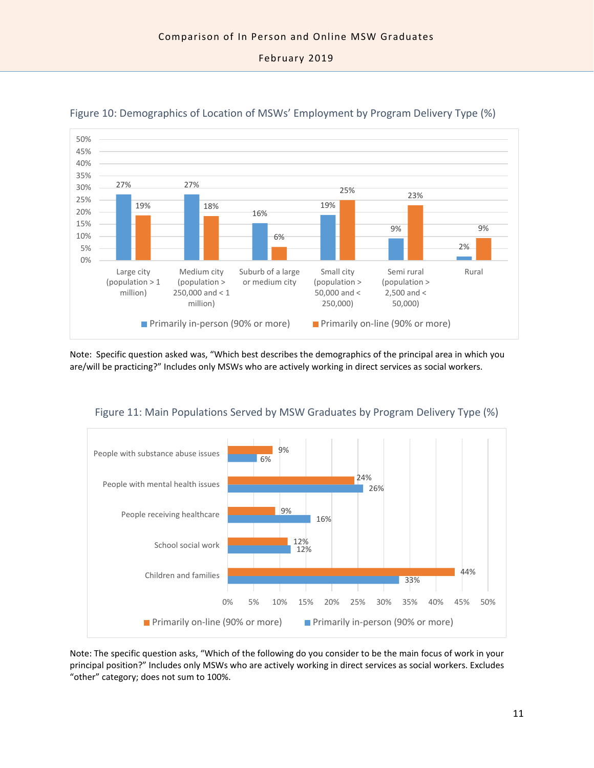Figure 10: Demographics of Location of MSWs' Employment by Program Delivery Type (%)

| Location | Primarily in-person (90% or more) | Primarily on-line (90% or more) |
|---|---|---|
| Large city (population > 1 million) | 27% | 19% |
| Medium city (population > 250,000 and < 1 million) | 27% | 18% |
| Suburb of a large or medium city | 16% | 6% |
| Small city (population > 50,000 and < 250,000) | 19% | 25% |
| Semi rural (population > 2,500 and < 50,000) | 9% | 23% |
| Rural | 2% | 9% |

Note: Specific question asked was, "Which best describes the demographics of the principal area in which you are/will be practicing?" Includes only MSWs who are actively working in direct services as social workers.

Figure 11: Main Populations Served by MSW Graduates by Program Delivery Type (%)

| Population | Primarily on-line (90% or more) | Primarily in-person (90% or more) |
|---|---|---|
| People with substance abuse issues | 9% | 6% |
| People with mental health issues | 24% | 26% |
| People receiving healthcare | 9% | 16% |
| School social work | 12% | 12% |
| Children and families | 44% | 33% |

Note: The specific question asks, "Which of the following do you consider to be the main focus of work in your principal position?" Includes only MSWs who are actively working in direct services as social workers. Excludes "other" category; does not sum to 100%.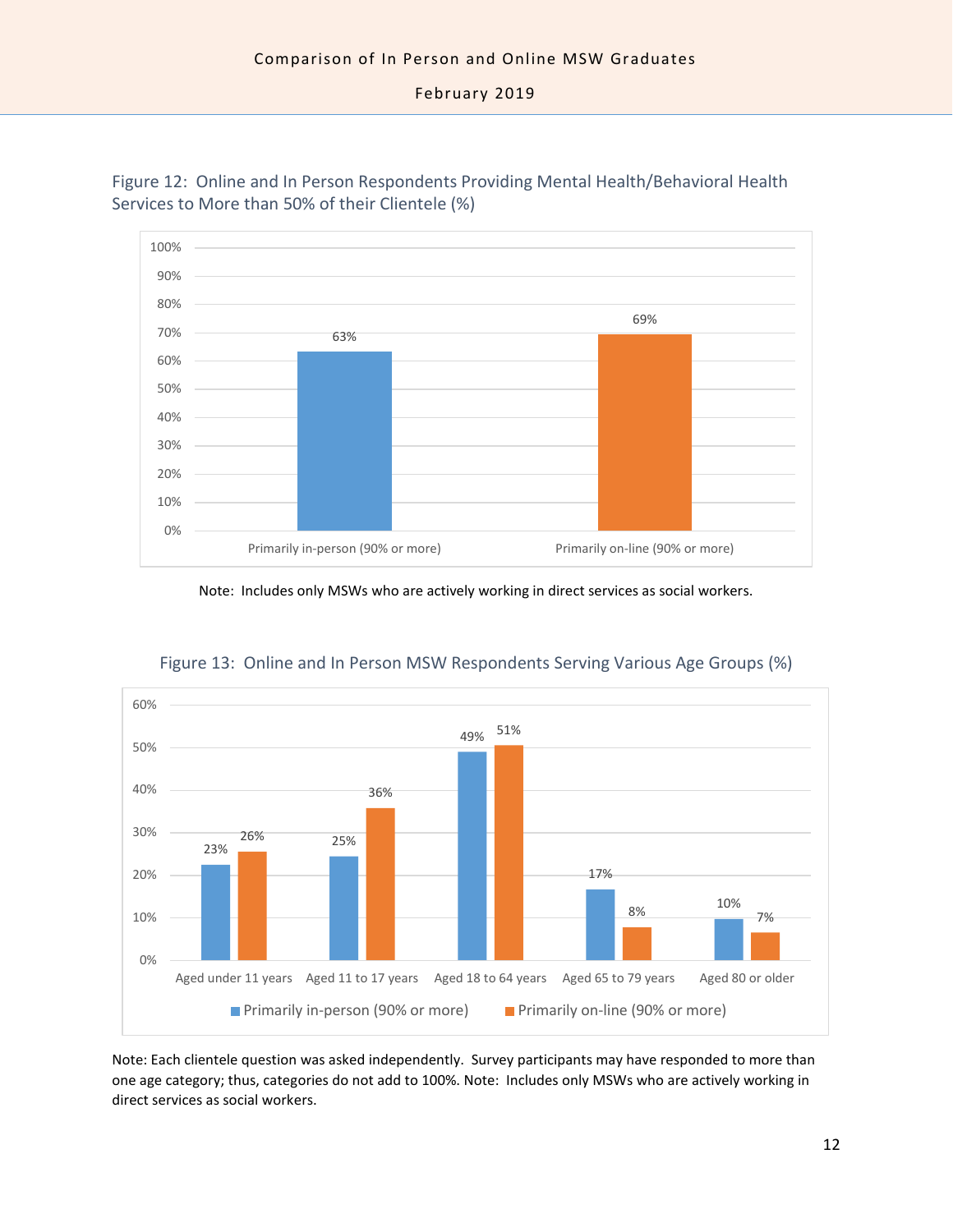Figure 12: Online and In Person Respondents Providing Mental Health/Behavioral Health Services to More than 50% of their Clientele (%)

| | Primarily in-person (90% or more) | Primarily on-line (90% or more) |
|---|---|---|
| Providing MH/BH services to more than 50% of clientele | 63% | 69% |

Note: Includes only MSWs who are actively working in direct services as social workers.

Figure 13: Online and In Person MSW Respondents Serving Various Age Groups (%)

| | Primarily in-person (90% or more) | Primarily on-line (90% or more) |
|---|---|---|
| Aged under 11 years | 23% | 26% |
| Aged 11 to 17 years | 25% | 36% |
| Aged 18 to 64 years | 49% | 51% |
| Aged 65 to 79 years | 17% | 8% |
| Aged 80 or older | 10% | 7% |

Note: Each clientele question was asked independently. Survey participants may have responded to more than one age category; thus, categories do not add to 100%. Note: Includes only MSWs who are actively working in direct services as social workers.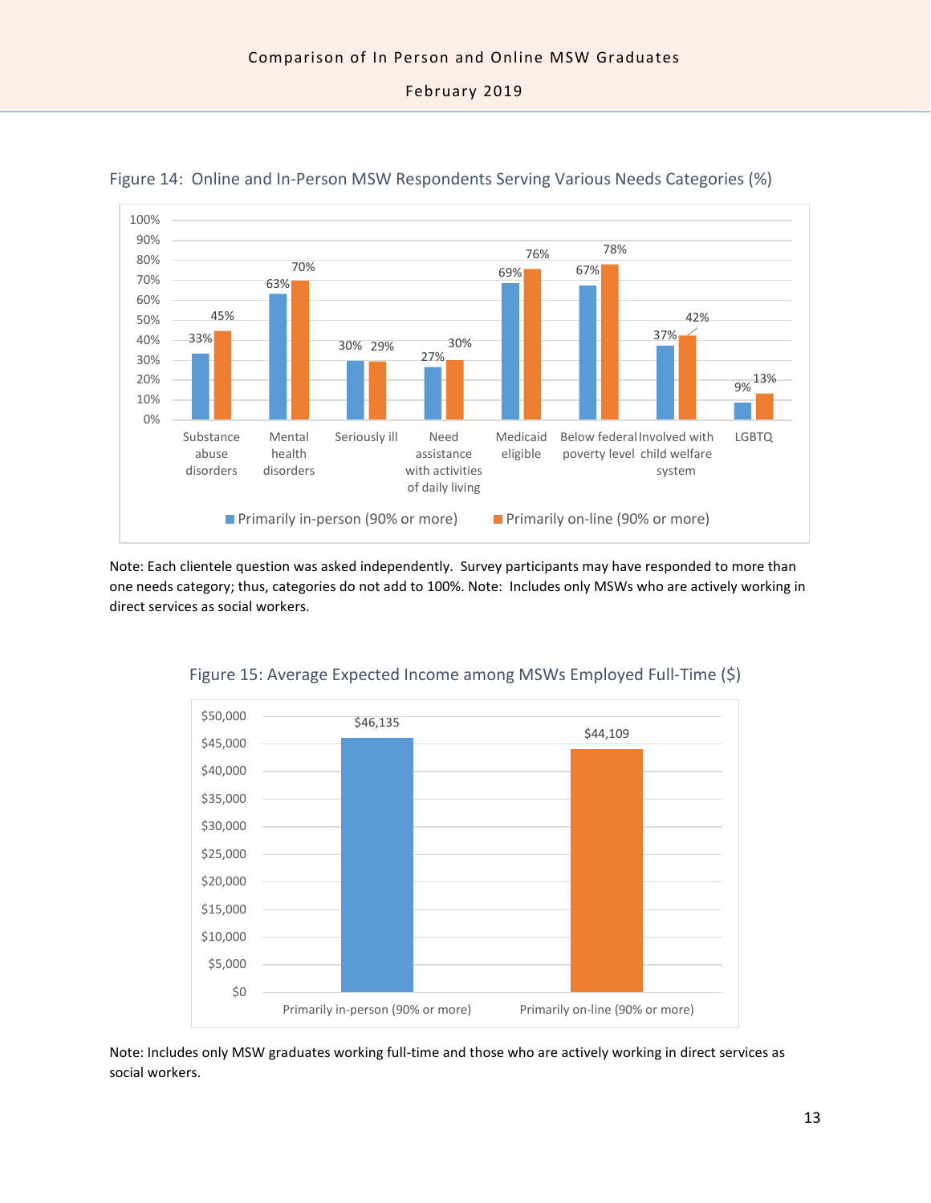Figure 14: Online and In-Person MSW Respondents Serving Various Needs Categories (%)

| Needs Category | Primarily in-person (90% or more) | Primarily on-line (90% or more) |
|---|---|---|
| Substance abuse disorders | 33% | 45% |
| Mental health disorders | 63% | 70% |
| Seriously ill | 30% | 29% |
| Need assistance with activities of daily living | 27% | 30% |
| Medicaid eligible | 69% | 76% |
| Below federal poverty level | 67% | 78% |
| Involved with child welfare system | 37% | 42% |
| LGBTQ | 9% | 13% |

Note: Each clientele question was asked independently. Survey participants may have responded to more than one needs category; thus, categories do not add to 100%. Note: Includes only MSWs who are actively working in direct services as social workers.

Figure 15: Average Expected Income among MSWs Employed Full-Time ($)

| | Primarily in-person (90% or more) | Primarily on-line (90% or more) |
|---|---|---|
| Average Expected Income | $46,135 | $44,109 |

Note: Includes only MSW graduates working full-time and those who are actively working in direct services as social workers.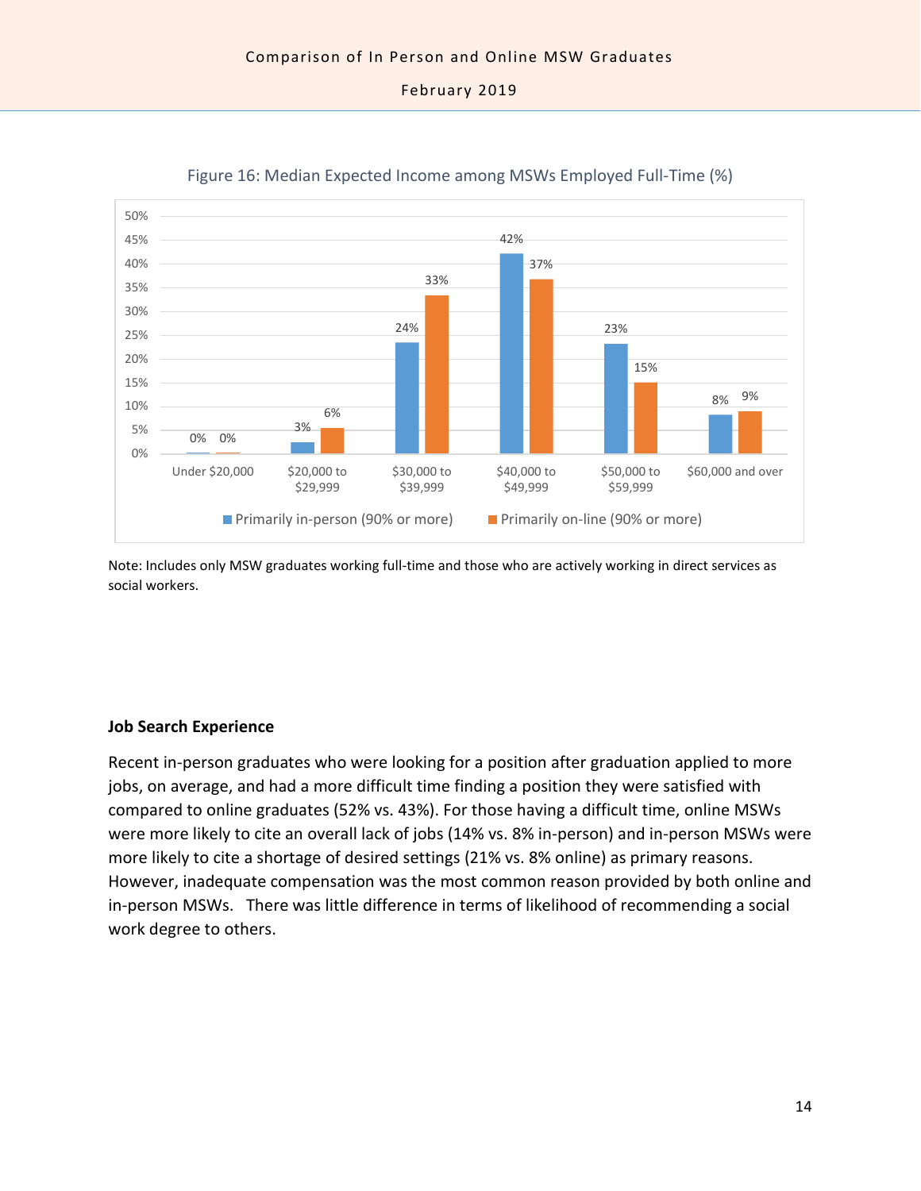Figure 16: Median Expected Income among MSWs Employed Full-Time (%)

| | Under $20,000 | $20,000 to $29,999 | $30,000 to $39,999 | $40,000 to $49,999 | $50,000 to $59,999 | $60,000 and over |
|---|---|---|---|---|---|---|
| Primarily in-person (90% or more) | 0% | 3% | 24% | 42% | 23% | 8% |
| Primarily on-line (90% or more) | 0% | 6% | 33% | 37% | 15% | 9% |

Note: Includes only MSW graduates working full-time and those who are actively working in direct services as social workers.

**Job Search Experience**

Recent in-person graduates who were looking for a position after graduation applied to more jobs, on average, and had a more difficult time finding a position they were satisfied with compared to online graduates (52% vs. 43%). For those having a difficult time, online MSWs were more likely to cite an overall lack of jobs (14% vs. 8% in-person) and in-person MSWs were more likely to cite a shortage of desired settings (21% vs. 8% online) as primary reasons. However, inadequate compensation was the most common reason provided by both online and in-person MSWs. There was little difference in terms of likelihood of recommending a social work degree to others.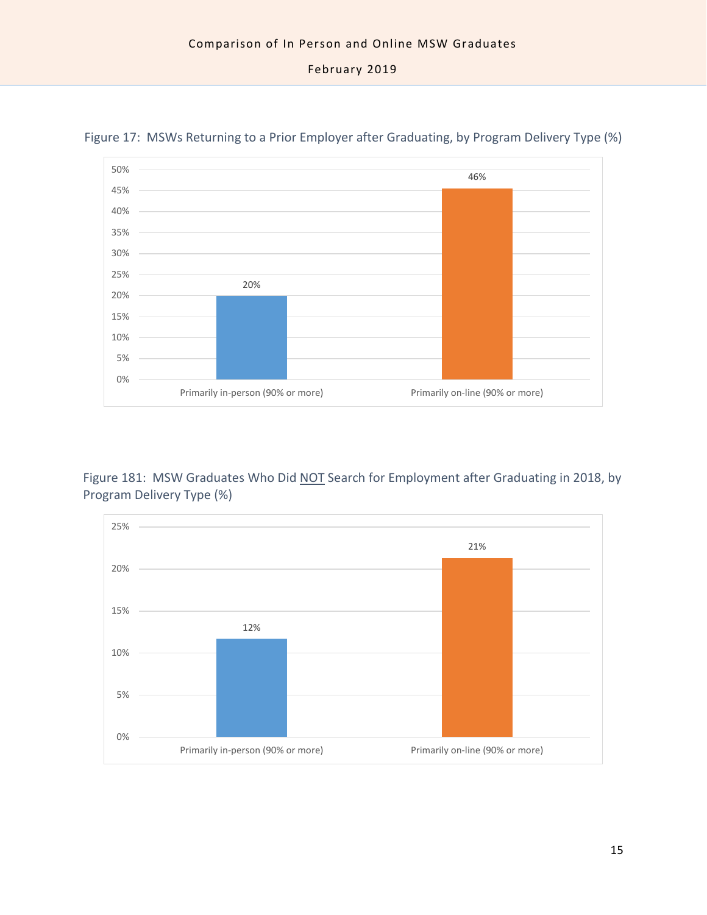Figure 17: MSWs Returning to a Prior Employer after Graduating, by Program Delivery Type (%)

| Program Delivery Type | % |
|---|---|
| Primarily in-person (90% or more) | 20% |
| Primarily on-line (90% or more) | 46% |

Figure 181: MSW Graduates Who Did NOT Search for Employment after Graduating in 2018, by Program Delivery Type (%)

| Program Delivery Type | % |
|---|---|
| Primarily in-person (90% or more) | 12% |
| Primarily on-line (90% or more) | 21% |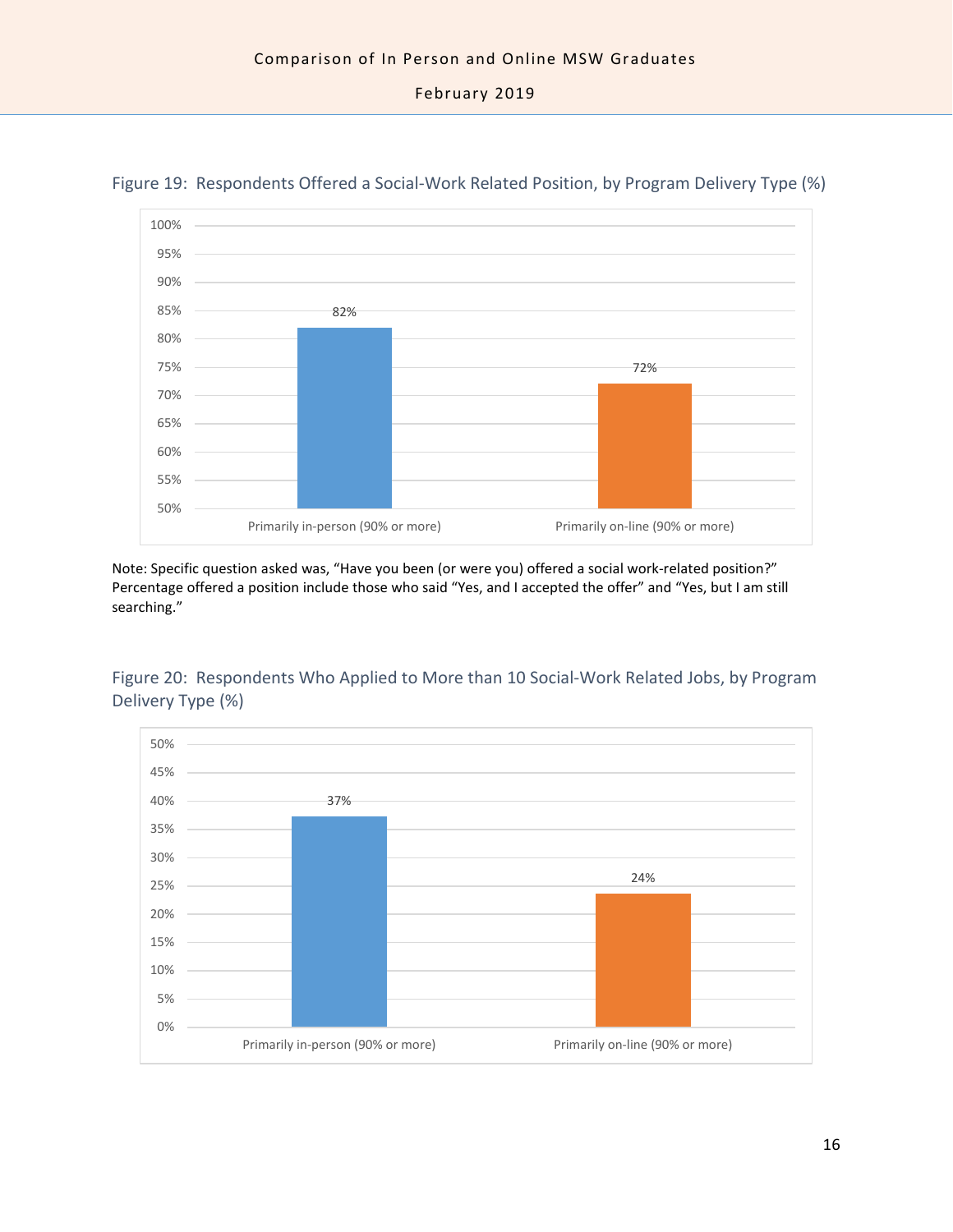Figure 19: Respondents Offered a Social-Work Related Position, by Program Delivery Type (%)

| Program Delivery Type | % |
|---|---|
| Primarily in-person (90% or more) | 82% |
| Primarily on-line (90% or more) | 72% |

Note: Specific question asked was, "Have you been (or were you) offered a social work-related position?" Percentage offered a position include those who said "Yes, and I accepted the offer" and "Yes, but I am still searching."

Figure 20: Respondents Who Applied to More than 10 Social-Work Related Jobs, by Program Delivery Type (%)

| Program Delivery Type | % |
|---|---|
| Primarily in-person (90% or more) | 37% |
| Primarily on-line (90% or more) | 24% |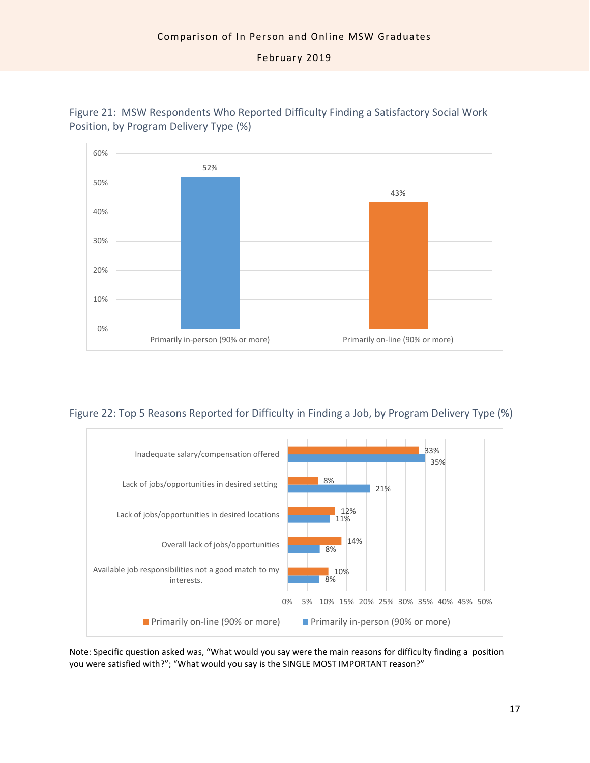Figure 21: MSW Respondents Who Reported Difficulty Finding a Satisfactory Social Work Position, by Program Delivery Type (%)

| | Primarily in-person (90% or more) | Primarily on-line (90% or more) |
|---|---|---|
| Reported difficulty | 52% | 43% |

Figure 22: Top 5 Reasons Reported for Difficulty in Finding a Job, by Program Delivery Type (%)

| Reason | Primarily on-line (90% or more) | Primarily in-person (90% or more) |
|---|---|---|
| Inadequate salary/compensation offered | 33% | 35% |
| Lack of jobs/opportunities in desired setting | 8% | 21% |
| Lack of jobs/opportunities in desired locations | 12% | 11% |
| Overall lack of jobs/opportunities | 14% | 8% |
| Available job responsibilities not a good match to my interests. | 10% | 8% |

Note: Specific question asked was, "What would you say were the main reasons for difficulty finding a position you were satisfied with?"; "What would you say is the SINGLE MOST IMPORTANT reason?"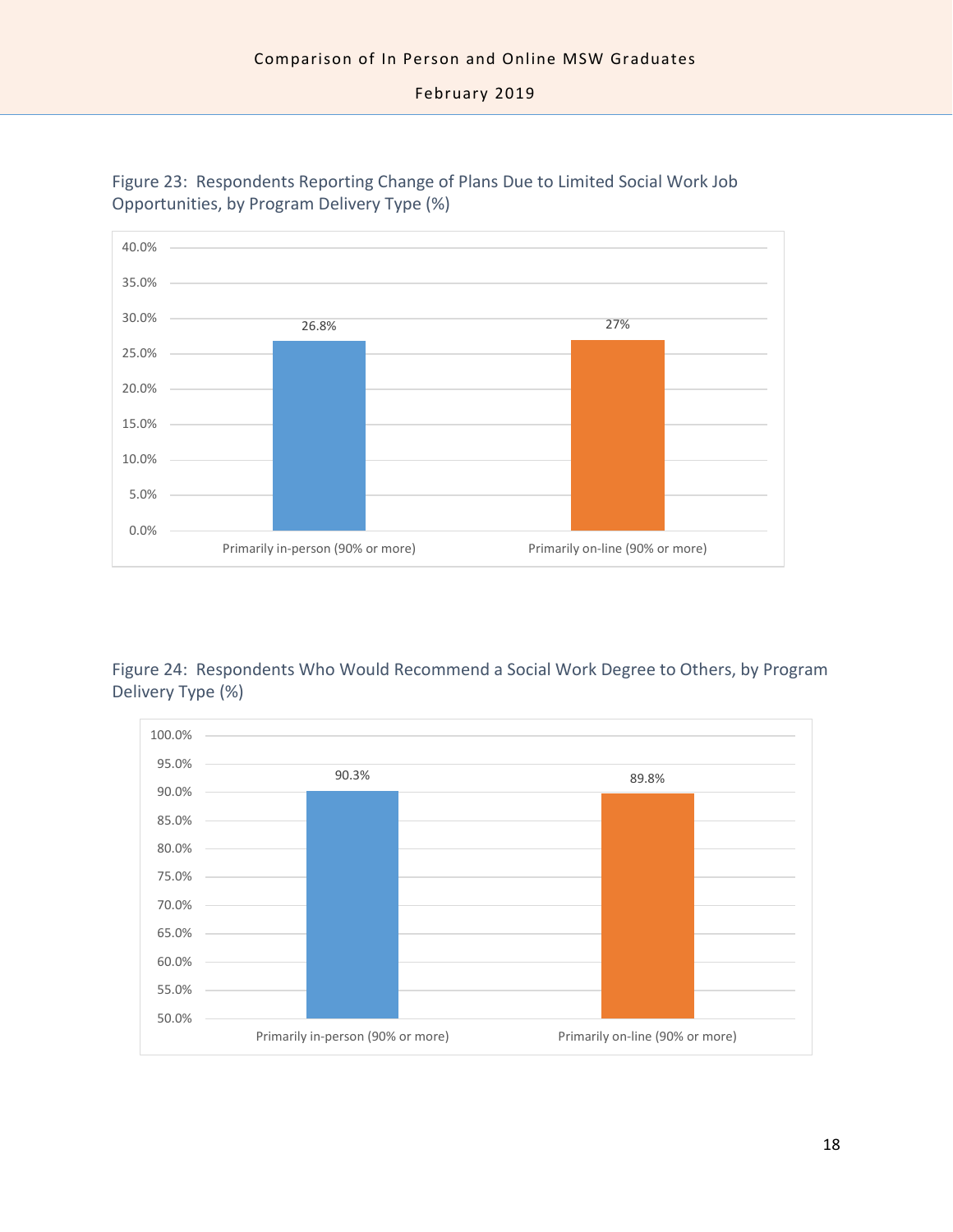Figure 23: Respondents Reporting Change of Plans Due to Limited Social Work Job Opportunities, by Program Delivery Type (%)

| Program Delivery Type | % |
|---|---|
| Primarily in-person (90% or more) | 26.8% |
| Primarily on-line (90% or more) | 27% |

Figure 24: Respondents Who Would Recommend a Social Work Degree to Others, by Program Delivery Type (%)

| Program Delivery Type | % |
|---|---|
| Primarily in-person (90% or more) | 90.3% |
| Primarily on-line (90% or more) | 89.8% |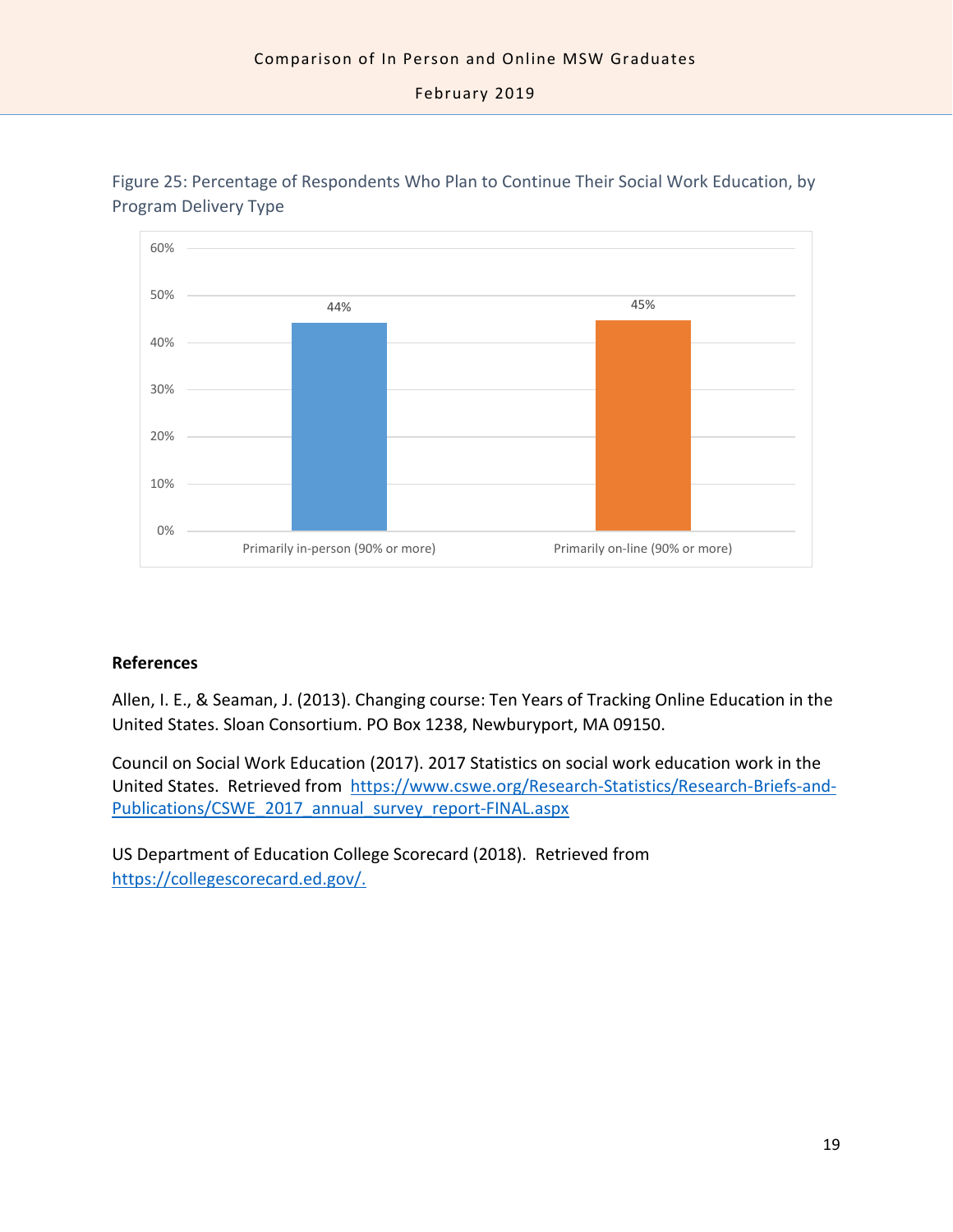Figure 25: Percentage of Respondents Who Plan to Continue Their Social Work Education, by Program Delivery Type

| Program Delivery Type | Percentage |
|---|---|
| Primarily in-person (90% or more) | 44% |
| Primarily on-line (90% or more) | 45% |

**References**

Allen, I. E., & Seaman, J. (2013). Changing course: Ten Years of Tracking Online Education in the United States. Sloan Consortium. PO Box 1238, Newburyport, MA 09150.

Council on Social Work Education (2017). 2017 Statistics on social work education work in the United States. Retrieved from https://www.cswe.org/Research-Statistics/Research-Briefs-and-Publications/CSWE_2017_annual_survey_report-FINAL.aspx

US Department of Education College Scorecard (2018). Retrieved from https://collegescorecard.ed.gov/.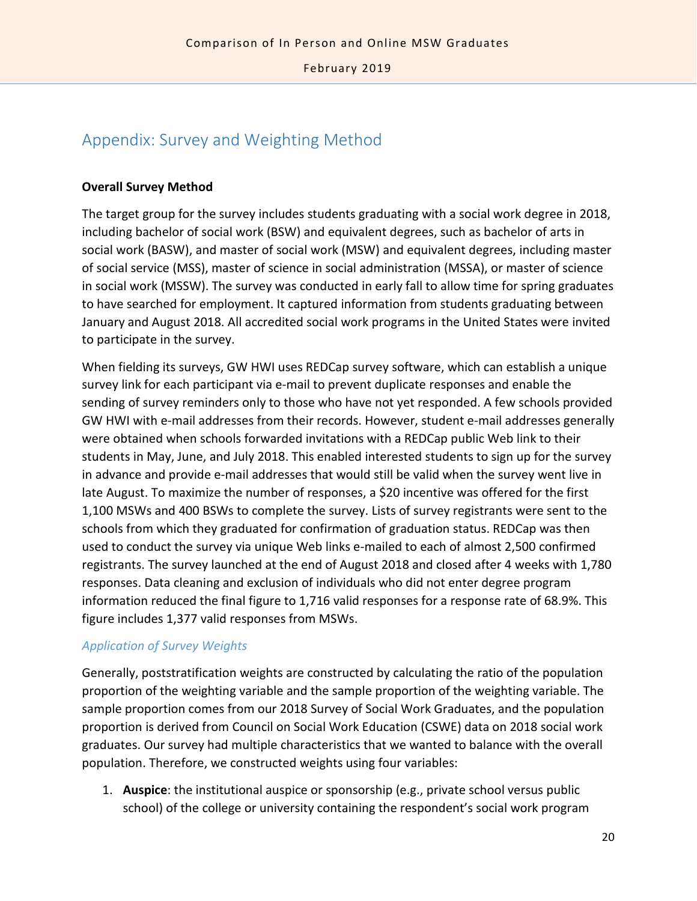## Appendix: Survey and Weighting Method

**Overall Survey Method**

The target group for the survey includes students graduating with a social work degree in 2018, including bachelor of social work (BSW) and equivalent degrees, such as bachelor of arts in social work (BASW), and master of social work (MSW) and equivalent degrees, including master of social service (MSS), master of science in social administration (MSSA), or master of science in social work (MSSW). The survey was conducted in early fall to allow time for spring graduates to have searched for employment. It captured information from students graduating between January and August 2018. All accredited social work programs in the United States were invited to participate in the survey.

When fielding its surveys, GW HWI uses REDCap survey software, which can establish a unique survey link for each participant via e-mail to prevent duplicate responses and enable the sending of survey reminders only to those who have not yet responded. A few schools provided GW HWI with e-mail addresses from their records. However, student e-mail addresses generally were obtained when schools forwarded invitations with a REDCap public Web link to their students in May, June, and July 2018. This enabled interested students to sign up for the survey in advance and provide e-mail addresses that would still be valid when the survey went live in late August. To maximize the number of responses, a $20 incentive was offered for the first 1,100 MSWs and 400 BSWs to complete the survey. Lists of survey registrants were sent to the schools from which they graduated for confirmation of graduation status. REDCap was then used to conduct the survey via unique Web links e-mailed to each of almost 2,500 confirmed registrants. The survey launched at the end of August 2018 and closed after 4 weeks with 1,780 responses. Data cleaning and exclusion of individuals who did not enter degree program information reduced the final figure to 1,716 valid responses for a response rate of 68.9%. This figure includes 1,377 valid responses from MSWs.

### *Application of Survey Weights*

Generally, poststratification weights are constructed by calculating the ratio of the population proportion of the weighting variable and the sample proportion of the weighting variable. The sample proportion comes from our 2018 Survey of Social Work Graduates, and the population proportion is derived from Council on Social Work Education (CSWE) data on 2018 social work graduates. Our survey had multiple characteristics that we wanted to balance with the overall population. Therefore, we constructed weights using four variables:

1. **Auspice**: the institutional auspice or sponsorship (e.g., private school versus public school) of the college or university containing the respondent's social work program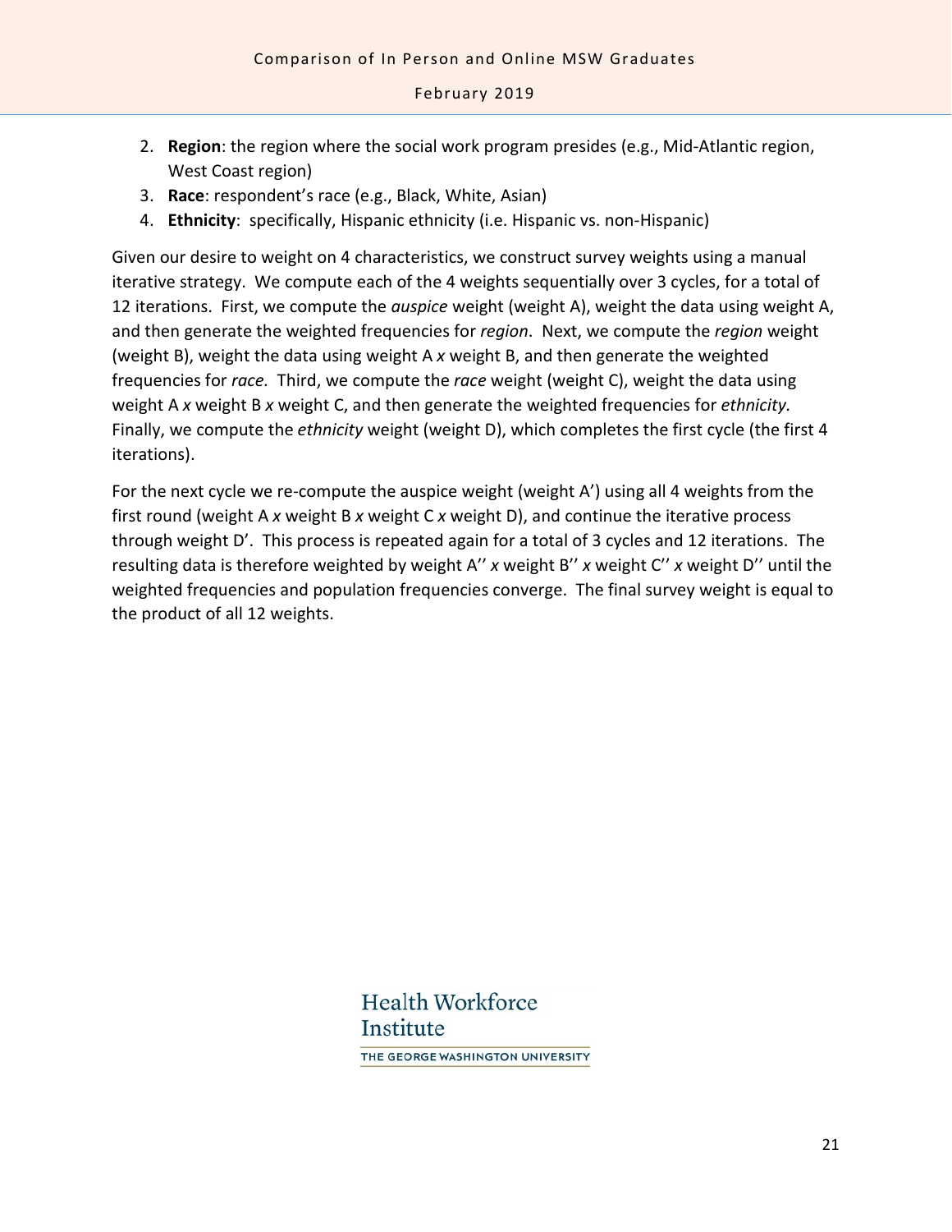2. **Region**: the region where the social work program presides (e.g., Mid-Atlantic region, West Coast region)
3. **Race**: respondent's race (e.g., Black, White, Asian)
4. **Ethnicity**: specifically, Hispanic ethnicity (i.e. Hispanic vs. non-Hispanic)

Given our desire to weight on 4 characteristics, we construct survey weights using a manual iterative strategy. We compute each of the 4 weights sequentially over 3 cycles, for a total of 12 iterations. First, we compute the *auspice* weight (weight A), weight the data using weight A, and then generate the weighted frequencies for *region*. Next, we compute the *region* weight (weight B), weight the data using weight A *x* weight B, and then generate the weighted frequencies for *race.* Third, we compute the *race* weight (weight C), weight the data using weight A *x* weight B *x* weight C, and then generate the weighted frequencies for *ethnicity.* Finally, we compute the *ethnicity* weight (weight D), which completes the first cycle (the first 4 iterations).

For the next cycle we re-compute the auspice weight (weight A') using all 4 weights from the first round (weight A *x* weight B *x* weight C *x* weight D), and continue the iterative process through weight D'. This process is repeated again for a total of 3 cycles and 12 iterations. The resulting data is therefore weighted by weight A'' *x* weight B'' *x* weight C'' *x* weight D'' until the weighted frequencies and population frequencies converge. The final survey weight is equal to the product of all 12 weights.